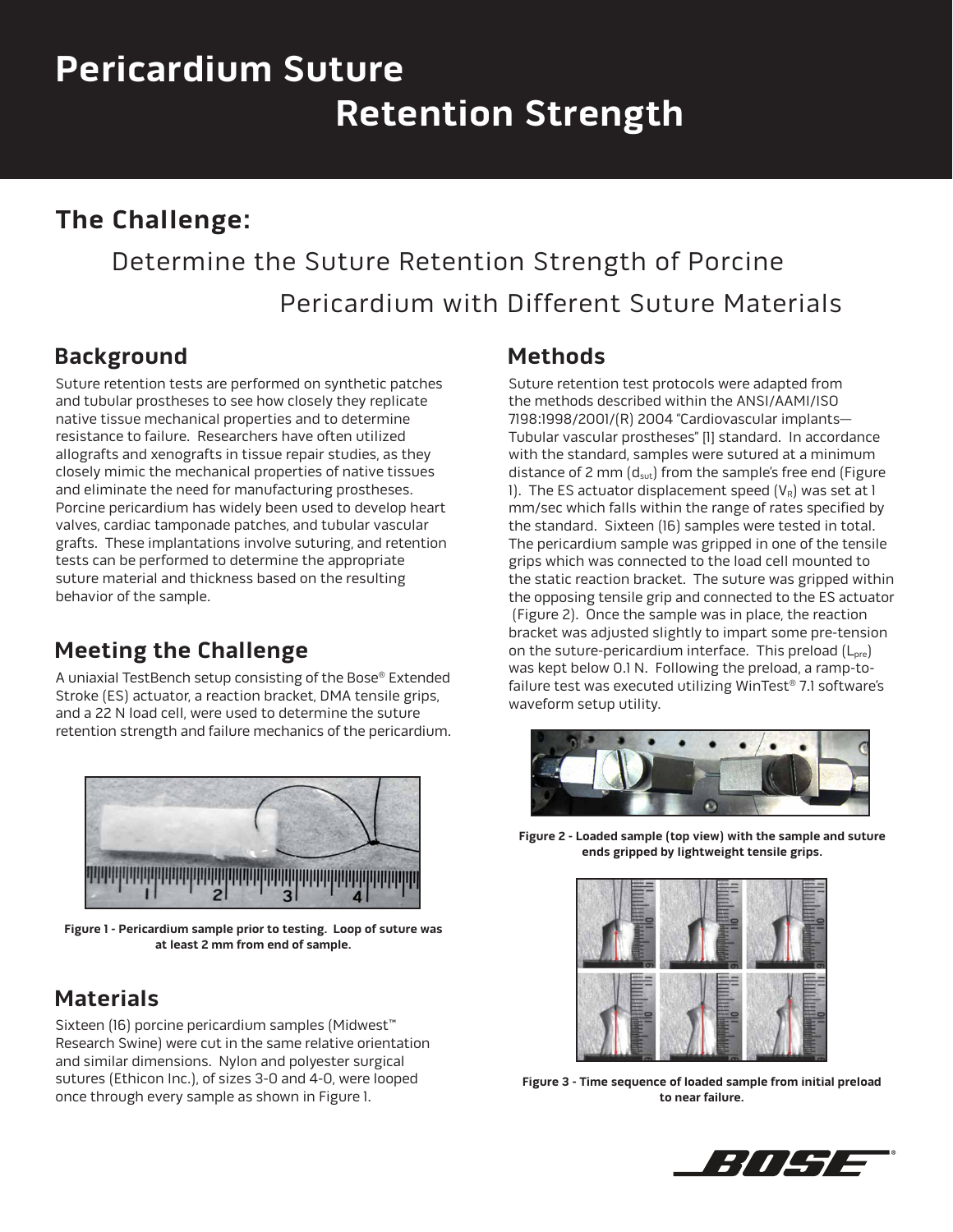# Pericardium Suture Retention Strength

## The Challenge:

### Determine the Suture Retention Strength of Porcine Pericardium with Different Suture Materials

## Background

Suture retention tests are performed on synthetic patches and tubular prostheses to see how closely they replicate native tissue mechanical properties and to determine resistance to failure. Researchers have often utilized allografts and xenografts in tissue repair studies, as they closely mimic the mechanical properties of native tissues and eliminate the need for manufacturing prostheses. Porcine pericardium has widely been used to develop heart valves, cardiac tamponade patches, and tubular vascular grafts. These implantations involve suturing, and retention tests can be performed to determine the appropriate suture material and thickness based on the resulting behavior of the sample.

## Meeting the Challenge

A uniaxial TestBench setup consisting of the Bose® Extended Stroke (ES) actuator, a reaction bracket, DMA tensile grips, and a 22 N load cell, were used to determine the suture retention strength and failure mechanics of the pericardium.

Figure 1 - Pericardium sample prior to testing. Loop of suture was at least 2 mm from end of sample.

## Materials

Sixteen (16) porcine pericardium samples (Midwest™ Research Swine) were cut in the same relative orientation and similar dimensions. Nylon and polyester surgical sutures (Ethicon Inc.), of sizes 3-0 and 4-0, were looped once through every sample as shown in Figure 1.

## Methods

Suture retention test protocols were adapted from the methods described within the ANSI/AAMI/ISO 7198:1998/2001/(R) 2004 "Cardiovascular implants—Tubular vascular prostheses" [1] standard. In accordance with the standard, samples were sutured at a minimum distance of 2 mm ($d_{sut}$) from the sample's free end (Figure 1). The ES actuator displacement speed ($V_R$) was set at 1 mm/sec which falls within the range of rates specified by the standard. Sixteen (16) samples were tested in total. The pericardium sample was gripped in one of the tensile grips which was connected to the load cell mounted to the static reaction bracket. The suture was gripped within the opposing tensile grip and connected to the ES actuator (Figure 2). Once the sample was in place, the reaction bracket was adjusted slightly to impart some pre-tension on the suture-pericardium interface. This preload ($L_{pre}$) was kept below 0.1 N. Following the preload, a ramp-to-failure test was executed utilizing WinTest® 7.1 software's waveform setup utility.

Figure 2 - Loaded sample (top view) with the sample and suture ends gripped by lightweight tensile grips.

Figure 3 - Time sequence of loaded sample from initial preload to near failure.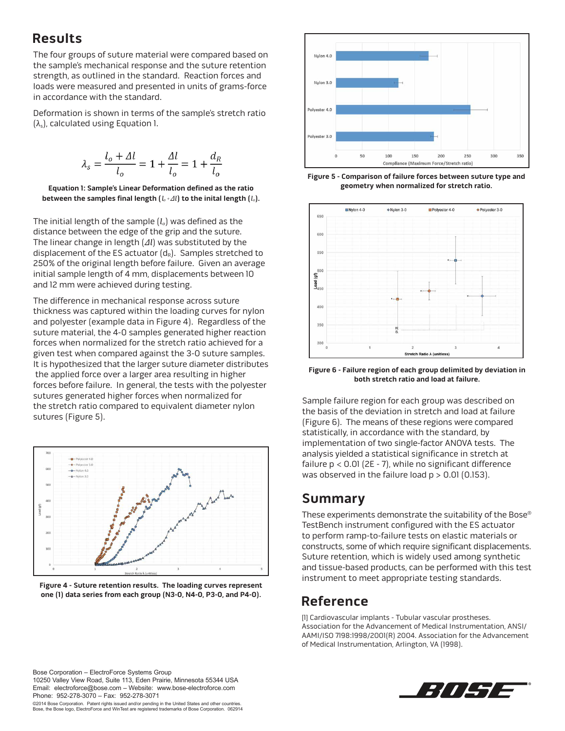## Results

The four groups of suture material were compared based on the sample's mechanical response and the suture retention strength, as outlined in the standard. Reaction forces and loads were measured and presented in units of grams-force in accordance with the standard.

Deformation is shown in terms of the sample's stretch ratio ($\lambda_s$), calculated using Equation 1.

$$\lambda_s = \frac{l_o + \Delta l}{l_o} = 1 + \frac{\Delta l}{l_o} = 1 + \frac{d_R}{l_o}$$

**Equation 1: Sample's Linear Deformation defined as the ratio between the samples final length ($l_o + \Delta l$) to the inital length ($l_o$).**

The initial length of the sample ($l_o$) was defined as the distance between the edge of the grip and the suture. The linear change in length ($\Delta l$) was substituted by the displacement of the ES actuator ($d_R$). Samples stretched to 250% of the original length before failure. Given an average initial sample length of 4 mm, displacements between 10 and 12 mm were achieved during testing.

The difference in mechanical response across suture thickness was captured within the loading curves for nylon and polyester (example data in Figure 4). Regardless of the suture material, the 4-0 samples generated higher reaction forces when normalized for the stretch ratio achieved for a given test when compared against the 3-0 suture samples. It is hypothesized that the larger suture diameter distributes the applied force over a larger area resulting in higher forces before failure. In general, the tests with the polyester sutures generated higher forces when normalized for the stretch ratio compared to equivalent diameter nylon sutures (Figure 5).

700
600
500
400
300
200
100
0
Load (gf)
0
1
2
3
4
5
Stretch Ratio λ (unitless)
Polyester 4.0
Polyester 3.0
Nylon 4.0
Nylon 3.0

**Figure 4 - Suture retention results. The loading curves represent one (1) data series from each group (N3-0, N4-0, P3-0, and P4-0).**

Nylon 4.0
Nylon 3.0
Polyester 4.0
Polyester 3.0
0
50
100
150
200
250
300
350
Compliance (Maximum Force/Stretch ratio)

**Figure 5 - Comparison of failure forces between suture type and geometry when normalized for stretch ratio.**

Nylon 4-0
Nylon 3-0
Polyester 4-0
Polyester 3-0
650
600
550
500
450
400
350
300
Load (gf)
0
1
2
3
4
Stretch Ratio λ (unitless)
N.S.

**Figure 6 - Failure region of each group delimited by deviation in both stretch ratio and load at failure.**

Sample failure region for each group was described on the basis of the deviation in stretch and load at failure (Figure 6). The means of these regions were compared statistically, in accordance with the standard, by implementation of two single-factor ANOVA tests. The analysis yielded a statistical significance in stretch at failure $p < 0.01$ (2E - 7), while no significant difference was observed in the failure load $p > 0.01$ (0.153).

## Summary

These experiments demonstrate the suitability of the Bose® TestBench instrument configured with the ES actuator to perform ramp-to-failure tests on elastic materials or constructs, some of which require significant displacements. Suture retention, which is widely used among synthetic and tissue-based products, can be performed with this test instrument to meet appropriate testing standards.

## Reference

[1] Cardiovascular implants - Tubular vascular prostheses. Association for the Advancement of Medical Instrumentation, ANSI/AAMI/ISO 7198:1998/2001(R) 2004. Association for the Advancement of Medical Instrumentation, Arlington, VA (1998).

Bose Corporation – ElectroForce Systems Group
10250 Valley View Road, Suite 113, Eden Prairie, Minnesota 55344 USA
Email: electroforce@bose.com – Website: www.bose-electroforce.com
Phone: 952-278-3070 – Fax: 952-278-3071
©2014 Bose Corporation. Patent rights issued and/or pending in the United States and other countries. Bose, the Bose logo, ElectroForce and WinTest are registered trademarks of Bose Corporation. 062914

BOSE®